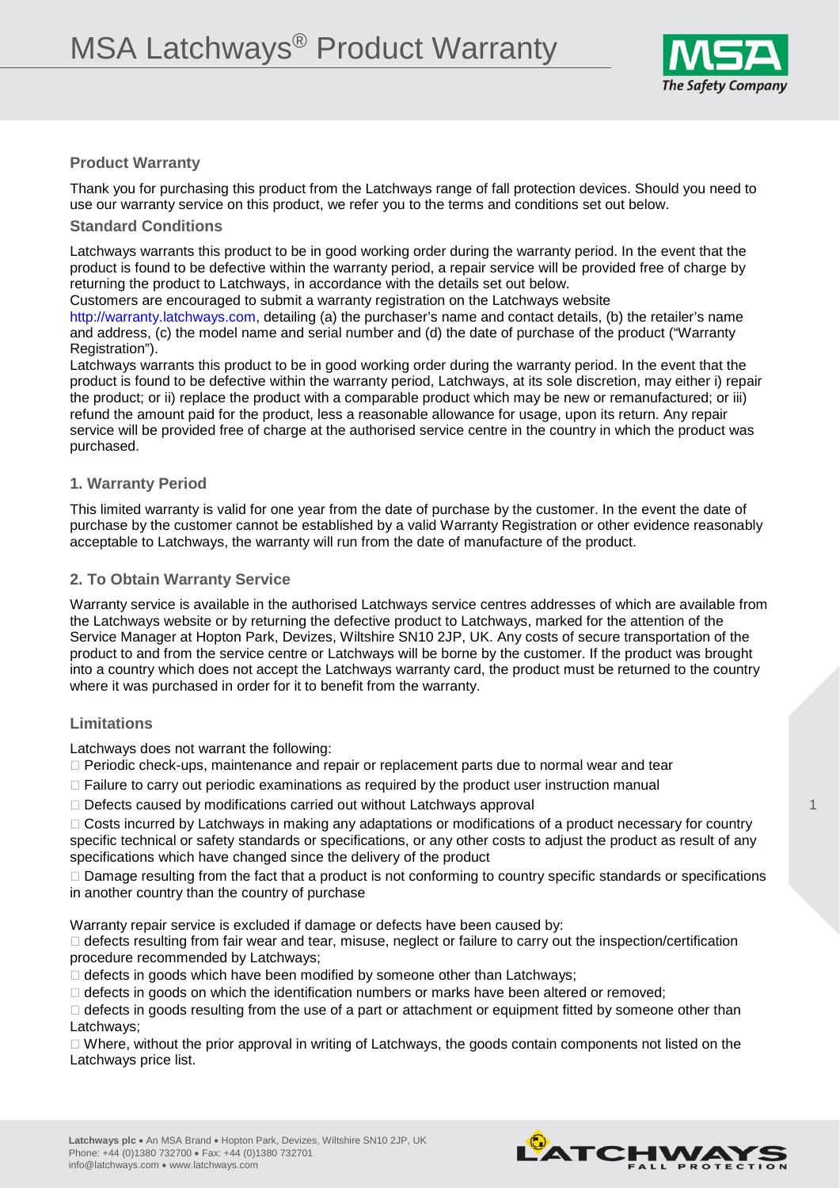# MSA Latchways® Product Warranty

### Product Warranty

Thank you for purchasing this product from the Latchways range of fall protection devices. Should you need to use our warranty service on this product, we refer you to the terms and conditions set out below.

### Standard Conditions

Latchways warrants this product to be in good working order during the warranty period. In the event that the product is found to be defective within the warranty period, a repair service will be provided free of charge by returning the product to Latchways, in accordance with the details set out below.

Customers are encouraged to submit a warranty registration on the Latchways website http://warranty.latchways.com, detailing (a) the purchaser's name and contact details, (b) the retailer's name and address, (c) the model name and serial number and (d) the date of purchase of the product ("Warranty Registration").

Latchways warrants this product to be in good working order during the warranty period. In the event that the product is found to be defective within the warranty period, Latchways, at its sole discretion, may either i) repair the product; or ii) replace the product with a comparable product which may be new or remanufactured; or iii) refund the amount paid for the product, less a reasonable allowance for usage, upon its return. Any repair service will be provided free of charge at the authorised service centre in the country in which the product was purchased.

### 1. Warranty Period

This limited warranty is valid for one year from the date of purchase by the customer. In the event the date of purchase by the customer cannot be established by a valid Warranty Registration or other evidence reasonably acceptable to Latchways, the warranty will run from the date of manufacture of the product.

### 2. To Obtain Warranty Service

Warranty service is available in the authorised Latchways service centres addresses of which are available from the Latchways website or by returning the defective product to Latchways, marked for the attention of the Service Manager at Hopton Park, Devizes, Wiltshire SN10 2JP, UK. Any costs of secure transportation of the product to and from the service centre or Latchways will be borne by the customer. If the product was brought into a country which does not accept the Latchways warranty card, the product must be returned to the country where it was purchased in order for it to benefit from the warranty.

### Limitations

Latchways does not warrant the following:

- Periodic check-ups, maintenance and repair or replacement parts due to normal wear and tear
- Failure to carry out periodic examinations as required by the product user instruction manual
- Defects caused by modifications carried out without Latchways approval
- Costs incurred by Latchways in making any adaptations or modifications of a product necessary for country specific technical or safety standards or specifications, or any other costs to adjust the product as result of any specifications which have changed since the delivery of the product
- Damage resulting from the fact that a product is not conforming to country specific standards or specifications in another country than the country of purchase

Warranty repair service is excluded if damage or defects have been caused by:

- defects resulting from fair wear and tear, misuse, neglect or failure to carry out the inspection/certification procedure recommended by Latchways;
- defects in goods which have been modified by someone other than Latchways;
- defects in goods on which the identification numbers or marks have been altered or removed;
- defects in goods resulting from the use of a part or attachment or equipment fitted by someone other than Latchways;
- Where, without the prior approval in writing of Latchways, the goods contain components not listed on the Latchways price list.

**Latchways plc** • An MSA Brand • Hopton Park, Devizes, Wiltshire SN10 2JP, UK
Phone: +44 (0)1380 732700 • Fax: +44 (0)1380 732701
info@latchways.com • www.latchways.com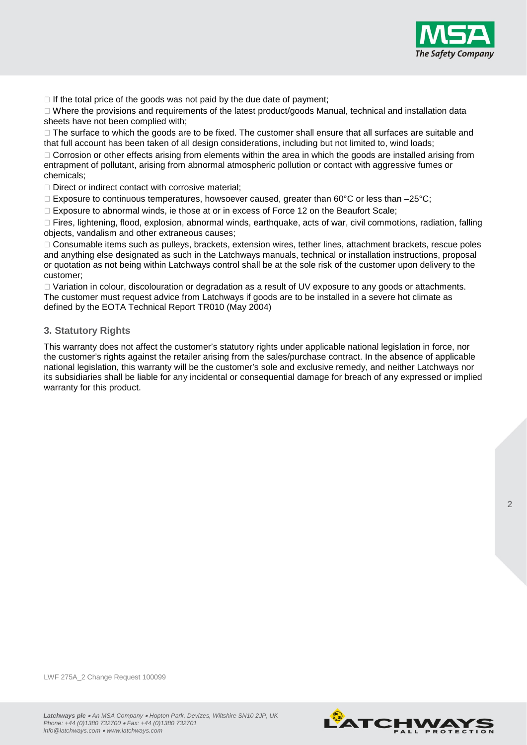- If the total price of the goods was not paid by the due date of payment;
- Where the provisions and requirements of the latest product/goods Manual, technical and installation data sheets have not been complied with;
- The surface to which the goods are to be fixed. The customer shall ensure that all surfaces are suitable and that full account has been taken of all design considerations, including but not limited to, wind loads;
- Corrosion or other effects arising from elements within the area in which the goods are installed arising from entrapment of pollutant, arising from abnormal atmospheric pollution or contact with aggressive fumes or chemicals;
- Direct or indirect contact with corrosive material;
- Exposure to continuous temperatures, howsoever caused, greater than 60°C or less than –25°C;
- Exposure to abnormal winds, ie those at or in excess of Force 12 on the Beaufort Scale;
- Fires, lightening, flood, explosion, abnormal winds, earthquake, acts of war, civil commotions, radiation, falling objects, vandalism and other extraneous causes;
- Consumable items such as pulleys, brackets, extension wires, tether lines, attachment brackets, rescue poles and anything else designated as such in the Latchways manuals, technical or installation instructions, proposal or quotation as not being within Latchways control shall be at the sole risk of the customer upon delivery to the customer;
- Variation in colour, discolouration or degradation as a result of UV exposure to any goods or attachments. The customer must request advice from Latchways if goods are to be installed in a severe hot climate as defined by the EOTA Technical Report TR010 (May 2004)

## 3. Statutory Rights

This warranty does not affect the customer's statutory rights under applicable national legislation in force, nor the customer's rights against the retailer arising from the sales/purchase contract. In the absence of applicable national legislation, this warranty will be the customer's sole and exclusive remedy, and neither Latchways nor its subsidiaries shall be liable for any incidental or consequential damage for breach of any expressed or implied warranty for this product.